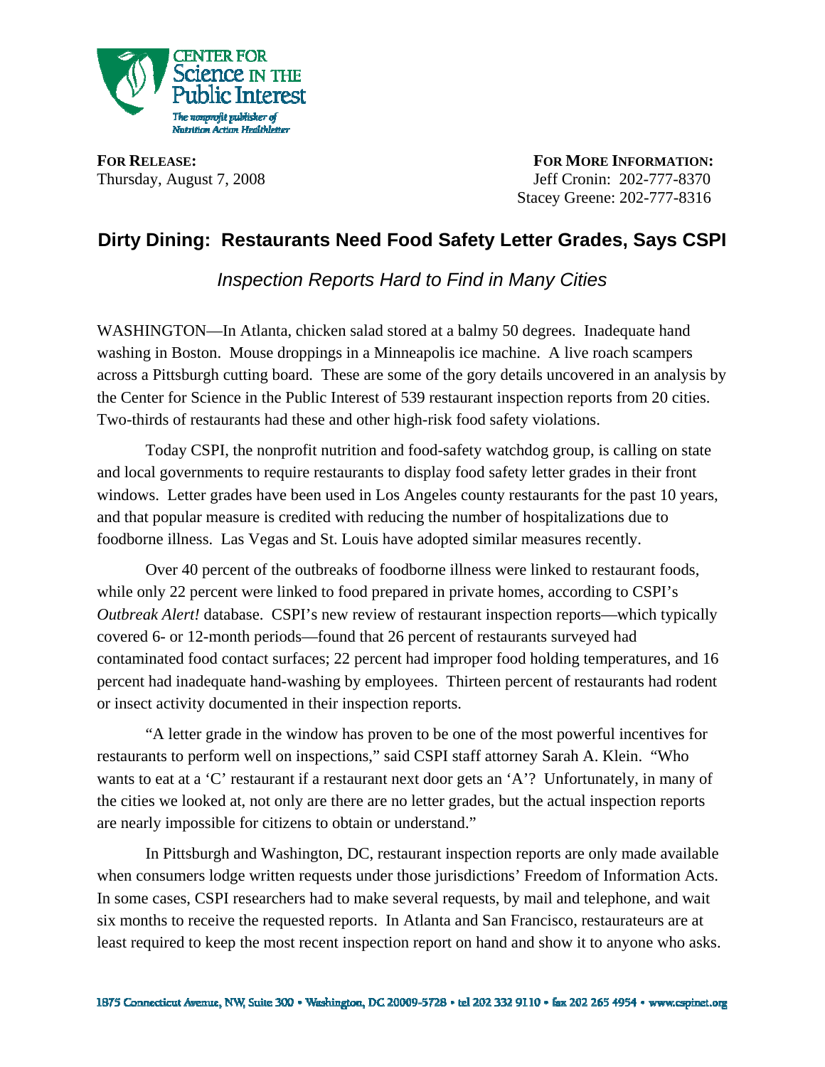**CENTER FOR Science IN THE Public Interest**

*The nonprofit publisher of Nutrition Action Healthletter*

**FOR RELEASE:**
Thursday, August 7, 2008

**FOR MORE INFORMATION:**
Jeff Cronin: 202-777-8370
Stacey Greene: 202-777-8316

# Dirty Dining: Restaurants Need Food Safety Letter Grades, Says CSPI

## *Inspection Reports Hard to Find in Many Cities*

WASHINGTON—In Atlanta, chicken salad stored at a balmy 50 degrees. Inadequate hand washing in Boston. Mouse droppings in a Minneapolis ice machine. A live roach scampers across a Pittsburgh cutting board. These are some of the gory details uncovered in an analysis by the Center for Science in the Public Interest of 539 restaurant inspection reports from 20 cities. Two-thirds of restaurants had these and other high-risk food safety violations.

Today CSPI, the nonprofit nutrition and food-safety watchdog group, is calling on state and local governments to require restaurants to display food safety letter grades in their front windows. Letter grades have been used in Los Angeles county restaurants for the past 10 years, and that popular measure is credited with reducing the number of hospitalizations due to foodborne illness. Las Vegas and St. Louis have adopted similar measures recently.

Over 40 percent of the outbreaks of foodborne illness were linked to restaurant foods, while only 22 percent were linked to food prepared in private homes, according to CSPI's *Outbreak Alert!* database. CSPI's new review of restaurant inspection reports—which typically covered 6- or 12-month periods—found that 26 percent of restaurants surveyed had contaminated food contact surfaces; 22 percent had improper food holding temperatures, and 16 percent had inadequate hand-washing by employees. Thirteen percent of restaurants had rodent or insect activity documented in their inspection reports.

"A letter grade in the window has proven to be one of the most powerful incentives for restaurants to perform well on inspections," said CSPI staff attorney Sarah A. Klein. "Who wants to eat at a 'C' restaurant if a restaurant next door gets an 'A'? Unfortunately, in many of the cities we looked at, not only are there are no letter grades, but the actual inspection reports are nearly impossible for citizens to obtain or understand."

In Pittsburgh and Washington, DC, restaurant inspection reports are only made available when consumers lodge written requests under those jurisdictions' Freedom of Information Acts. In some cases, CSPI researchers had to make several requests, by mail and telephone, and wait six months to receive the requested reports. In Atlanta and San Francisco, restaurateurs are at least required to keep the most recent inspection report on hand and show it to anyone who asks.

1875 Connecticut Avenue, NW, Suite 300 • Washington, DC 20009-5728 • tel 202 332 9110 • fax 202 265 4954 • www.cspinet.org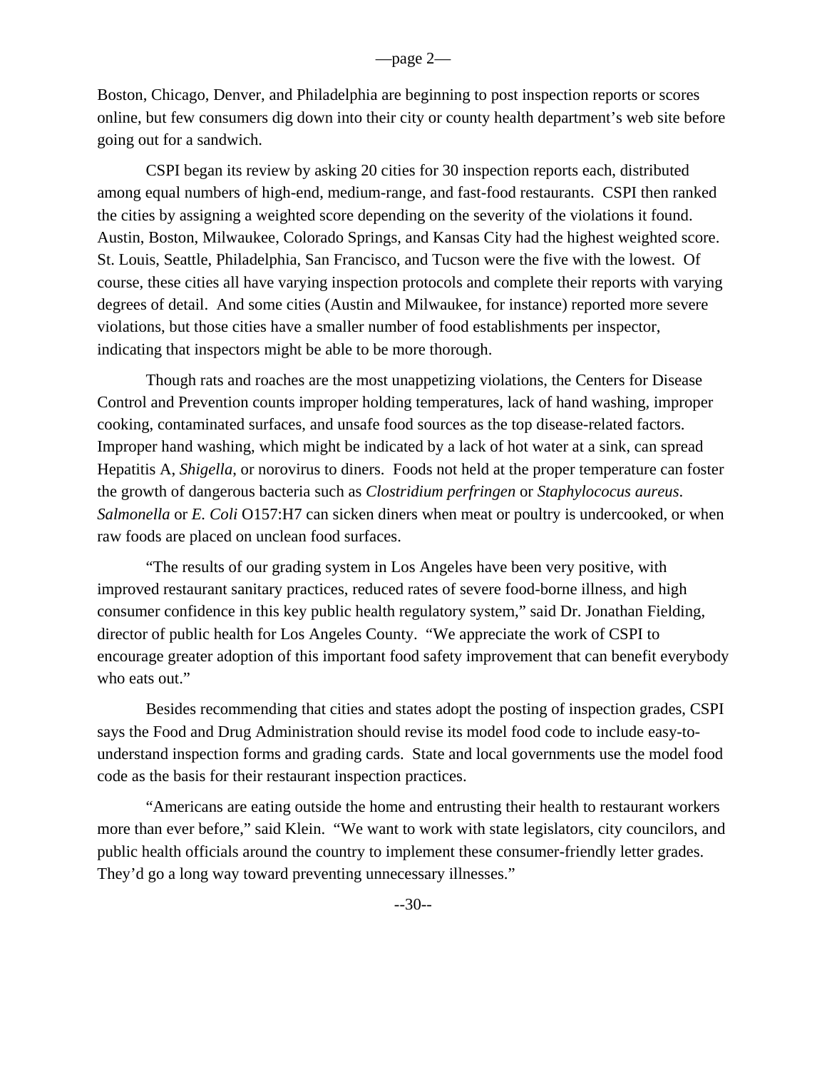Boston, Chicago, Denver, and Philadelphia are beginning to post inspection reports or scores online, but few consumers dig down into their city or county health department's web site before going out for a sandwich.

CSPI began its review by asking 20 cities for 30 inspection reports each, distributed among equal numbers of high-end, medium-range, and fast-food restaurants. CSPI then ranked the cities by assigning a weighted score depending on the severity of the violations it found. Austin, Boston, Milwaukee, Colorado Springs, and Kansas City had the highest weighted score. St. Louis, Seattle, Philadelphia, San Francisco, and Tucson were the five with the lowest. Of course, these cities all have varying inspection protocols and complete their reports with varying degrees of detail. And some cities (Austin and Milwaukee, for instance) reported more severe violations, but those cities have a smaller number of food establishments per inspector, indicating that inspectors might be able to be more thorough.

Though rats and roaches are the most unappetizing violations, the Centers for Disease Control and Prevention counts improper holding temperatures, lack of hand washing, improper cooking, contaminated surfaces, and unsafe food sources as the top disease-related factors. Improper hand washing, which might be indicated by a lack of hot water at a sink, can spread Hepatitis A, *Shigella*, or norovirus to diners. Foods not held at the proper temperature can foster the growth of dangerous bacteria such as *Clostridium perfringen* or *Staphylococus aureus*. *Salmonella* or *E. Coli* O157:H7 can sicken diners when meat or poultry is undercooked, or when raw foods are placed on unclean food surfaces.

"The results of our grading system in Los Angeles have been very positive, with improved restaurant sanitary practices, reduced rates of severe food-borne illness, and high consumer confidence in this key public health regulatory system," said Dr. Jonathan Fielding, director of public health for Los Angeles County. "We appreciate the work of CSPI to encourage greater adoption of this important food safety improvement that can benefit everybody who eats out."

Besides recommending that cities and states adopt the posting of inspection grades, CSPI says the Food and Drug Administration should revise its model food code to include easy-to-understand inspection forms and grading cards. State and local governments use the model food code as the basis for their restaurant inspection practices.

"Americans are eating outside the home and entrusting their health to restaurant workers more than ever before," said Klein. "We want to work with state legislators, city councilors, and public health officials around the country to implement these consumer-friendly letter grades. They'd go a long way toward preventing unnecessary illnesses."

--30--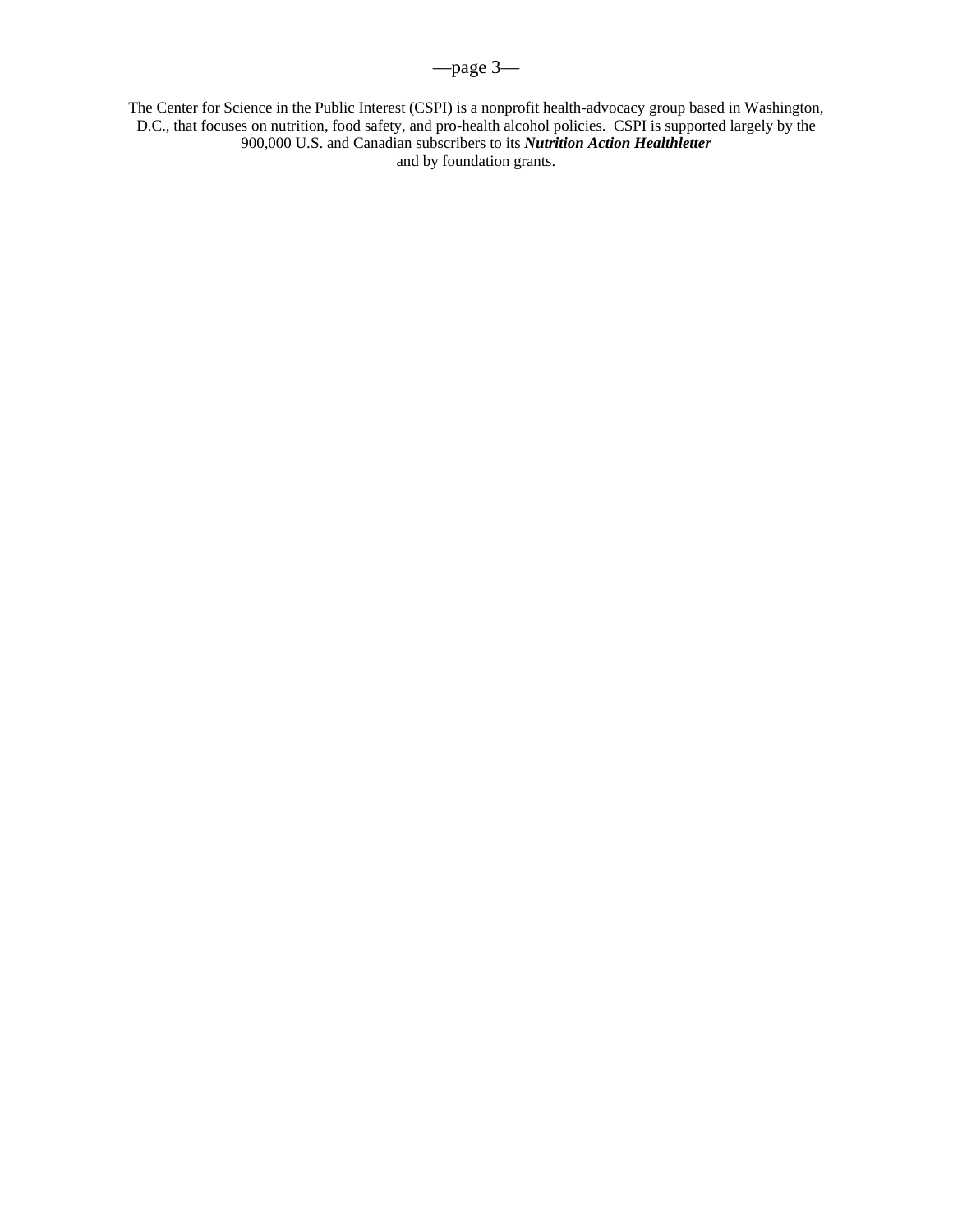The Center for Science in the Public Interest (CSPI) is a nonprofit health-advocacy group based in Washington, D.C., that focuses on nutrition, food safety, and pro-health alcohol policies. CSPI is supported largely by the 900,000 U.S. and Canadian subscribers to its ***Nutrition Action Healthletter*** and by foundation grants.